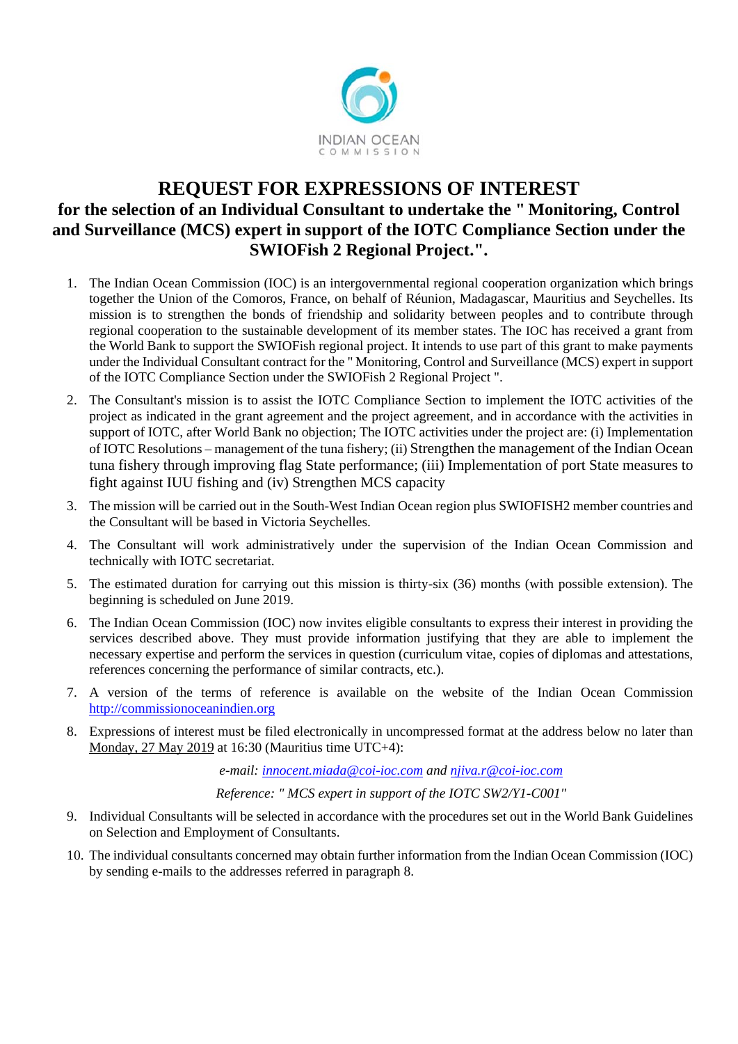INDIAN OCEAN
COMMISSION

# REQUEST FOR EXPRESSIONS OF INTEREST

## for the selection of an Individual Consultant to undertake the " Monitoring, Control and Surveillance (MCS) expert in support of the IOTC Compliance Section under the SWIOFish 2 Regional Project.".

1. The Indian Ocean Commission (IOC) is an intergovernmental regional cooperation organization which brings together the Union of the Comoros, France, on behalf of Réunion, Madagascar, Mauritius and Seychelles. Its mission is to strengthen the bonds of friendship and solidarity between peoples and to contribute through regional cooperation to the sustainable development of its member states. The IOC has received a grant from the World Bank to support the SWIOFish regional project. It intends to use part of this grant to make payments under the Individual Consultant contract for the " Monitoring, Control and Surveillance (MCS) expert in support of the IOTC Compliance Section under the SWIOFish 2 Regional Project ".

2. The Consultant's mission is to assist the IOTC Compliance Section to implement the IOTC activities of the project as indicated in the grant agreement and the project agreement, and in accordance with the activities in support of IOTC, after World Bank no objection; The IOTC activities under the project are: (i) Implementation of IOTC Resolutions – management of the tuna fishery; (ii) Strengthen the management of the Indian Ocean tuna fishery through improving flag State performance; (iii) Implementation of port State measures to fight against IUU fishing and (iv) Strengthen MCS capacity

3. The mission will be carried out in the South-West Indian Ocean region plus SWIOFISH2 member countries and the Consultant will be based in Victoria Seychelles.

4. The Consultant will work administratively under the supervision of the Indian Ocean Commission and technically with IOTC secretariat.

5. The estimated duration for carrying out this mission is thirty-six (36) months (with possible extension). The beginning is scheduled on June 2019.

6. The Indian Ocean Commission (IOC) now invites eligible consultants to express their interest in providing the services described above. They must provide information justifying that they are able to implement the necessary expertise and perform the services in question (curriculum vitae, copies of diplomas and attestations, references concerning the performance of similar contracts, etc.).

7. A version of the terms of reference is available on the website of the Indian Ocean Commission http://commissionoceanindien.org

8. Expressions of interest must be filed electronically in uncompressed format at the address below no later than Monday, 27 May 2019 at 16:30 (Mauritius time UTC+4):

   *e-mail: innocent.miada@coi-ioc.com and njiva.r@coi-ioc.com*

   *Reference: " MCS expert in support of the IOTC SW2/Y1-C001"*

9. Individual Consultants will be selected in accordance with the procedures set out in the World Bank Guidelines on Selection and Employment of Consultants.

10. The individual consultants concerned may obtain further information from the Indian Ocean Commission (IOC) by sending e-mails to the addresses referred in paragraph 8.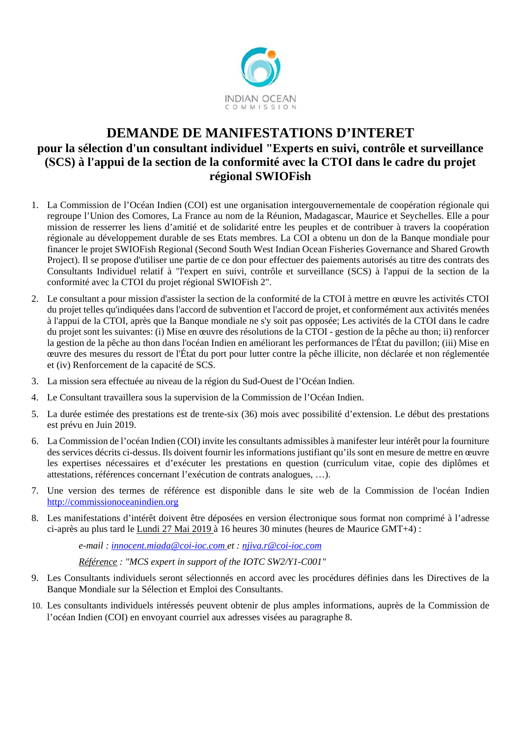# DEMANDE DE MANIFESTATIONS D'INTERET

## pour la sélection d'un consultant individuel "Experts en suivi, contrôle et surveillance (SCS) à l'appui de la section de la conformité avec la CTOI dans le cadre du projet régional SWIOFish

1. La Commission de l'Océan Indien (COI) est une organisation intergouvernementale de coopération régionale qui regroupe l'Union des Comores, La France au nom de la Réunion, Madagascar, Maurice et Seychelles. Elle a pour mission de resserrer les liens d'amitié et de solidarité entre les peuples et de contribuer à travers la coopération régionale au développement durable de ses Etats membres. La COI a obtenu un don de la Banque mondiale pour financer le projet SWIOFish Regional (Second South West Indian Ocean Fisheries Governance and Shared Growth Project). Il se propose d'utiliser une partie de ce don pour effectuer des paiements autorisés au titre des contrats des Consultants Individuel relatif à "l'expert en suivi, contrôle et surveillance (SCS) à l'appui de la section de la conformité avec la CTOI du projet régional SWIOFish 2".
2. Le consultant a pour mission d'assister la section de la conformité de la CTOI à mettre en œuvre les activités CTOI du projet telles qu'indiquées dans l'accord de subvention et l'accord de projet, et conformément aux activités menées à l'appui de la CTOI, après que la Banque mondiale ne s'y soit pas opposée; Les activités de la CTOI dans le cadre du projet sont les suivantes: (i) Mise en œuvre des résolutions de la CTOI - gestion de la pêche au thon; ii) renforcer la gestion de la pêche au thon dans l'océan Indien en améliorant les performances de l'État du pavillon; (iii) Mise en œuvre des mesures du ressort de l'État du port pour lutter contre la pêche illicite, non déclarée et non réglementée et (iv) Renforcement de la capacité de SCS.
3. La mission sera effectuée au niveau de la région du Sud-Ouest de l'Océan Indien.
4. Le Consultant travaillera sous la supervision de la Commission de l'Océan Indien.
5. La durée estimée des prestations est de trente-six (36) mois avec possibilité d'extension. Le début des prestations est prévu en Juin 2019.
6. La Commission de l'océan Indien (COI) invite les consultants admissibles à manifester leur intérêt pour la fourniture des services décrits ci-dessus. Ils doivent fournir les informations justifiant qu'ils sont en mesure de mettre en œuvre les expertises nécessaires et d'exécuter les prestations en question (curriculum vitae, copie des diplômes et attestations, références concernant l'exécution de contrats analogues, …).
7. Une version des termes de référence est disponible dans le site web de la Commission de l'océan Indien http://commissionoceanindien.org
8. Les manifestations d'intérêt doivent être déposées en version électronique sous format non comprimé à l'adresse ci-après au plus tard le Lundi 27 Mai 2019 à 16 heures 30 minutes (heures de Maurice GMT+4) :

   *e-mail : innocent.miada@coi-ioc.com et : njiva.r@coi-ioc.com*

   *Référence : "MCS expert in support of the IOTC SW2/Y1-C001"*
9. Les Consultants individuels seront sélectionnés en accord avec les procédures définies dans les Directives de la Banque Mondiale sur la Sélection et Emploi des Consultants.
10. Les consultants individuels intéressés peuvent obtenir de plus amples informations, auprès de la Commission de l'océan Indien (COI) en envoyant courriel aux adresses visées au paragraphe 8.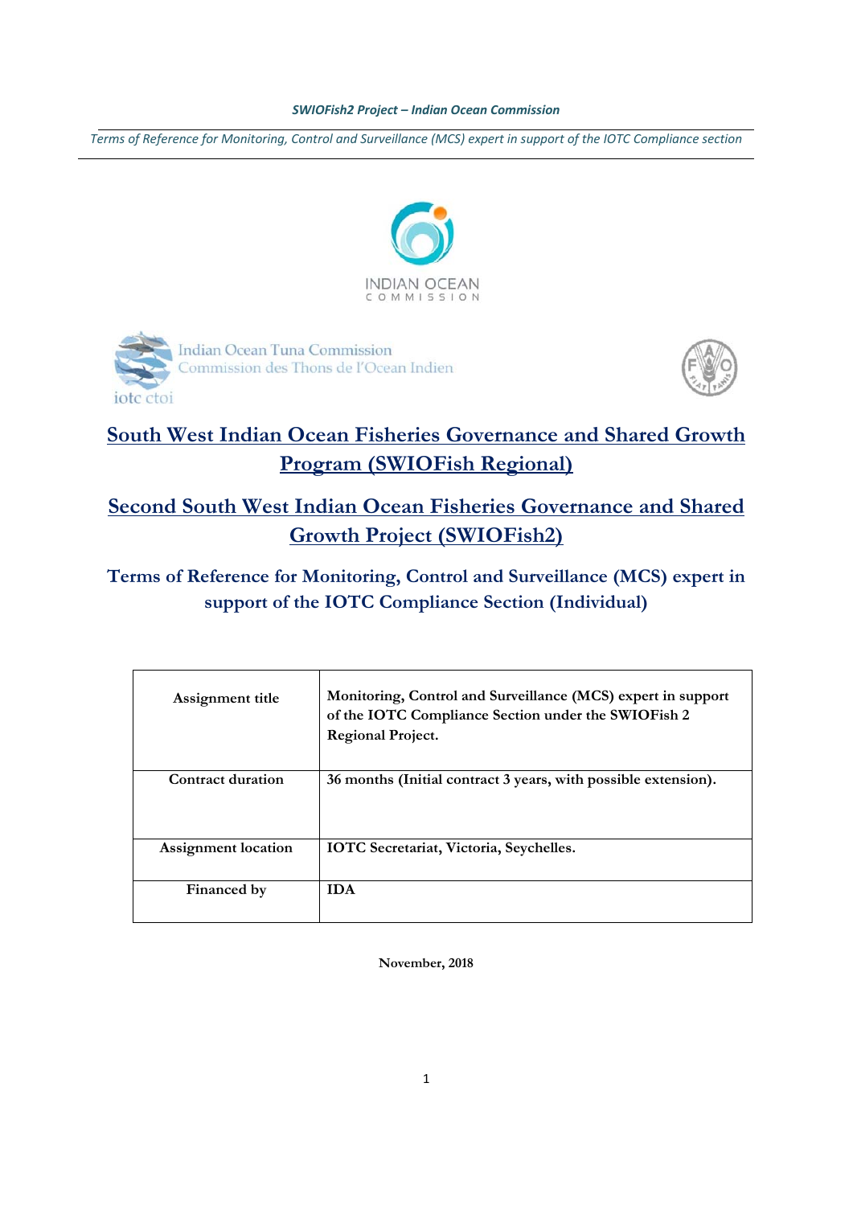# South West Indian Ocean Fisheries Governance and Shared Growth Program (SWIOFish Regional)

# Second South West Indian Ocean Fisheries Governance and Shared Growth Project (SWIOFish2)

## Terms of Reference for Monitoring, Control and Surveillance (MCS) expert in support of the IOTC Compliance Section (Individual)

| Assignment title | Monitoring, Control and Surveillance (MCS) expert in support of the IOTC Compliance Section under the SWIOFish 2 Regional Project. |
|---|---|
| Contract duration | 36 months (Initial contract 3 years, with possible extension). |
| Assignment location | IOTC Secretariat, Victoria, Seychelles. |
| Financed by | IDA |

**November, 2018**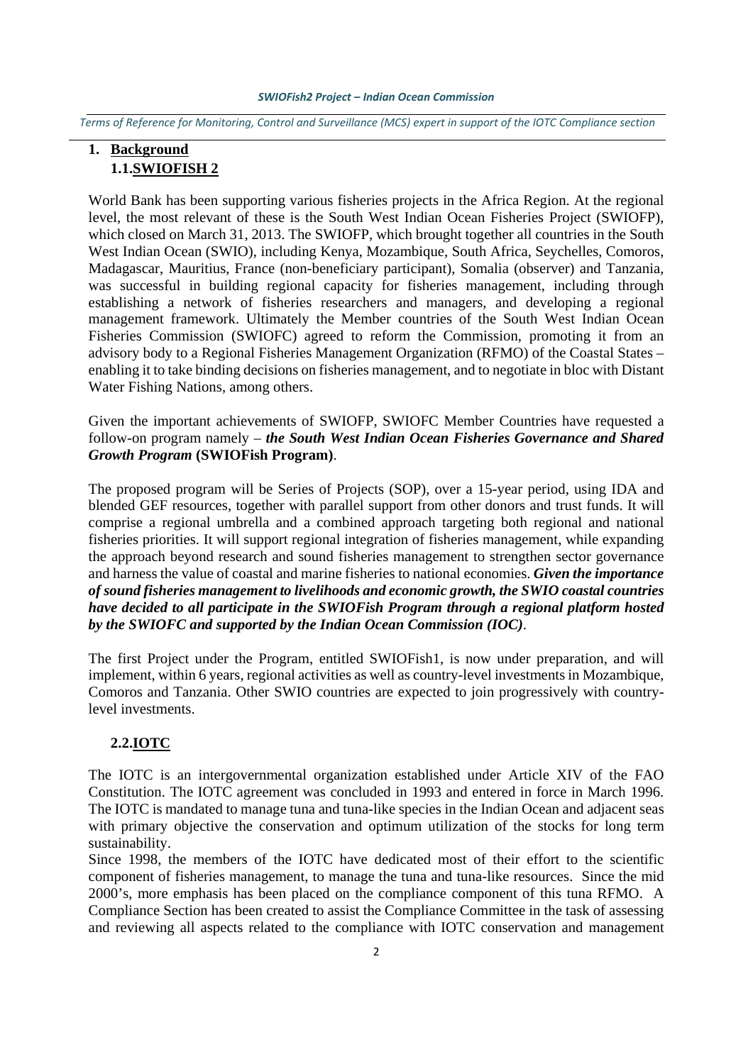## 1. Background

### 1.1. SWIOFISH 2

World Bank has been supporting various fisheries projects in the Africa Region. At the regional level, the most relevant of these is the South West Indian Ocean Fisheries Project (SWIOFP), which closed on March 31, 2013. The SWIOFP, which brought together all countries in the South West Indian Ocean (SWIO), including Kenya, Mozambique, South Africa, Seychelles, Comoros, Madagascar, Mauritius, France (non-beneficiary participant), Somalia (observer) and Tanzania, was successful in building regional capacity for fisheries management, including through establishing a network of fisheries researchers and managers, and developing a regional management framework. Ultimately the Member countries of the South West Indian Ocean Fisheries Commission (SWIOFC) agreed to reform the Commission, promoting it from an advisory body to a Regional Fisheries Management Organization (RFMO) of the Coastal States – enabling it to take binding decisions on fisheries management, and to negotiate in bloc with Distant Water Fishing Nations, among others.

Given the important achievements of SWIOFP, SWIOFC Member Countries have requested a follow-on program namely – ***the South West Indian Ocean Fisheries Governance and Shared Growth Program*** **(SWIOFish Program)**.

The proposed program will be Series of Projects (SOP), over a 15-year period, using IDA and blended GEF resources, together with parallel support from other donors and trust funds. It will comprise a regional umbrella and a combined approach targeting both regional and national fisheries priorities. It will support regional integration of fisheries management, while expanding the approach beyond research and sound fisheries management to strengthen sector governance and harness the value of coastal and marine fisheries to national economies. ***Given the importance of sound fisheries management to livelihoods and economic growth, the SWIO coastal countries have decided to all participate in the SWIOFish Program through a regional platform hosted by the SWIOFC and supported by the Indian Ocean Commission (IOC)***.

The first Project under the Program, entitled SWIOFish1, is now under preparation, and will implement, within 6 years, regional activities as well as country-level investments in Mozambique, Comoros and Tanzania. Other SWIO countries are expected to join progressively with country-level investments.

### 2.2. IOTC

The IOTC is an intergovernmental organization established under Article XIV of the FAO Constitution. The IOTC agreement was concluded in 1993 and entered in force in March 1996. The IOTC is mandated to manage tuna and tuna-like species in the Indian Ocean and adjacent seas with primary objective the conservation and optimum utilization of the stocks for long term sustainability.

Since 1998, the members of the IOTC have dedicated most of their effort to the scientific component of fisheries management, to manage the tuna and tuna-like resources. Since the mid 2000's, more emphasis has been placed on the compliance component of this tuna RFMO. A Compliance Section has been created to assist the Compliance Committee in the task of assessing and reviewing all aspects related to the compliance with IOTC conservation and management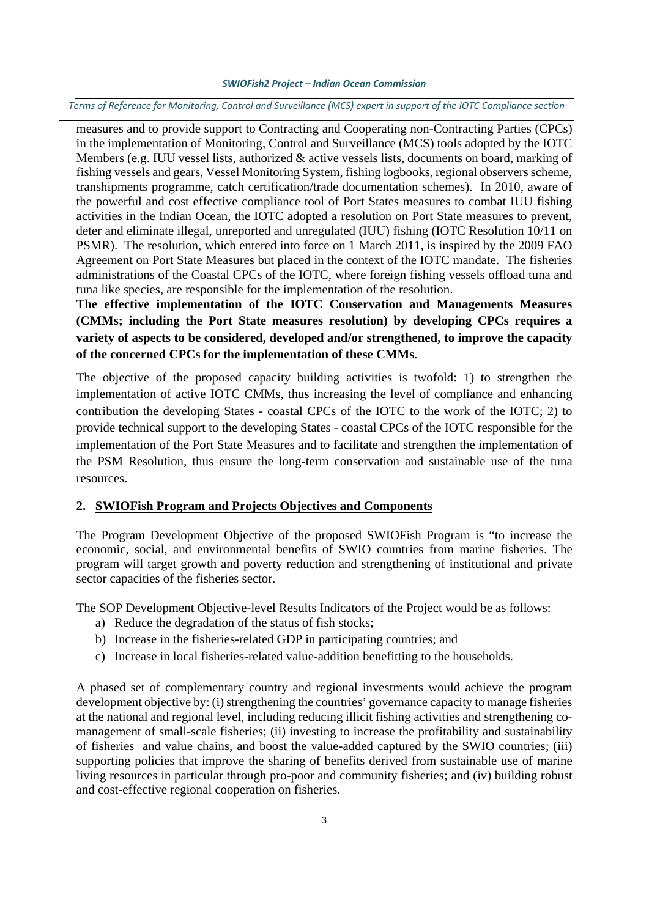measures and to provide support to Contracting and Cooperating non-Contracting Parties (CPCs) in the implementation of Monitoring, Control and Surveillance (MCS) tools adopted by the IOTC Members (e.g. IUU vessel lists, authorized & active vessels lists, documents on board, marking of fishing vessels and gears, Vessel Monitoring System, fishing logbooks, regional observers scheme, transhipments programme, catch certification/trade documentation schemes). In 2010, aware of the powerful and cost effective compliance tool of Port States measures to combat IUU fishing activities in the Indian Ocean, the IOTC adopted a resolution on Port State measures to prevent, deter and eliminate illegal, unreported and unregulated (IUU) fishing (IOTC Resolution 10/11 on PSMR). The resolution, which entered into force on 1 March 2011, is inspired by the 2009 FAO Agreement on Port State Measures but placed in the context of the IOTC mandate. The fisheries administrations of the Coastal CPCs of the IOTC, where foreign fishing vessels offload tuna and tuna like species, are responsible for the implementation of the resolution.

**The effective implementation of the IOTC Conservation and Managements Measures (CMMs; including the Port State measures resolution) by developing CPCs requires a variety of aspects to be considered, developed and/or strengthened, to improve the capacity of the concerned CPCs for the implementation of these CMMs**.

The objective of the proposed capacity building activities is twofold: 1) to strengthen the implementation of active IOTC CMMs, thus increasing the level of compliance and enhancing contribution the developing States - coastal CPCs of the IOTC to the work of the IOTC; 2) to provide technical support to the developing States - coastal CPCs of the IOTC responsible for the implementation of the Port State Measures and to facilitate and strengthen the implementation of the PSM Resolution, thus ensure the long-term conservation and sustainable use of the tuna resources.

## 2. SWIOFish Program and Projects Objectives and Components

The Program Development Objective of the proposed SWIOFish Program is "to increase the economic, social, and environmental benefits of SWIO countries from marine fisheries. The program will target growth and poverty reduction and strengthening of institutional and private sector capacities of the fisheries sector.

The SOP Development Objective-level Results Indicators of the Project would be as follows:

a) Reduce the degradation of the status of fish stocks;
b) Increase in the fisheries-related GDP in participating countries; and
c) Increase in local fisheries-related value-addition benefitting to the households.

A phased set of complementary country and regional investments would achieve the program development objective by: (i) strengthening the countries' governance capacity to manage fisheries at the national and regional level, including reducing illicit fishing activities and strengthening co-management of small-scale fisheries; (ii) investing to increase the profitability and sustainability of fisheries and value chains, and boost the value-added captured by the SWIO countries; (iii) supporting policies that improve the sharing of benefits derived from sustainable use of marine living resources in particular through pro-poor and community fisheries; and (iv) building robust and cost-effective regional cooperation on fisheries.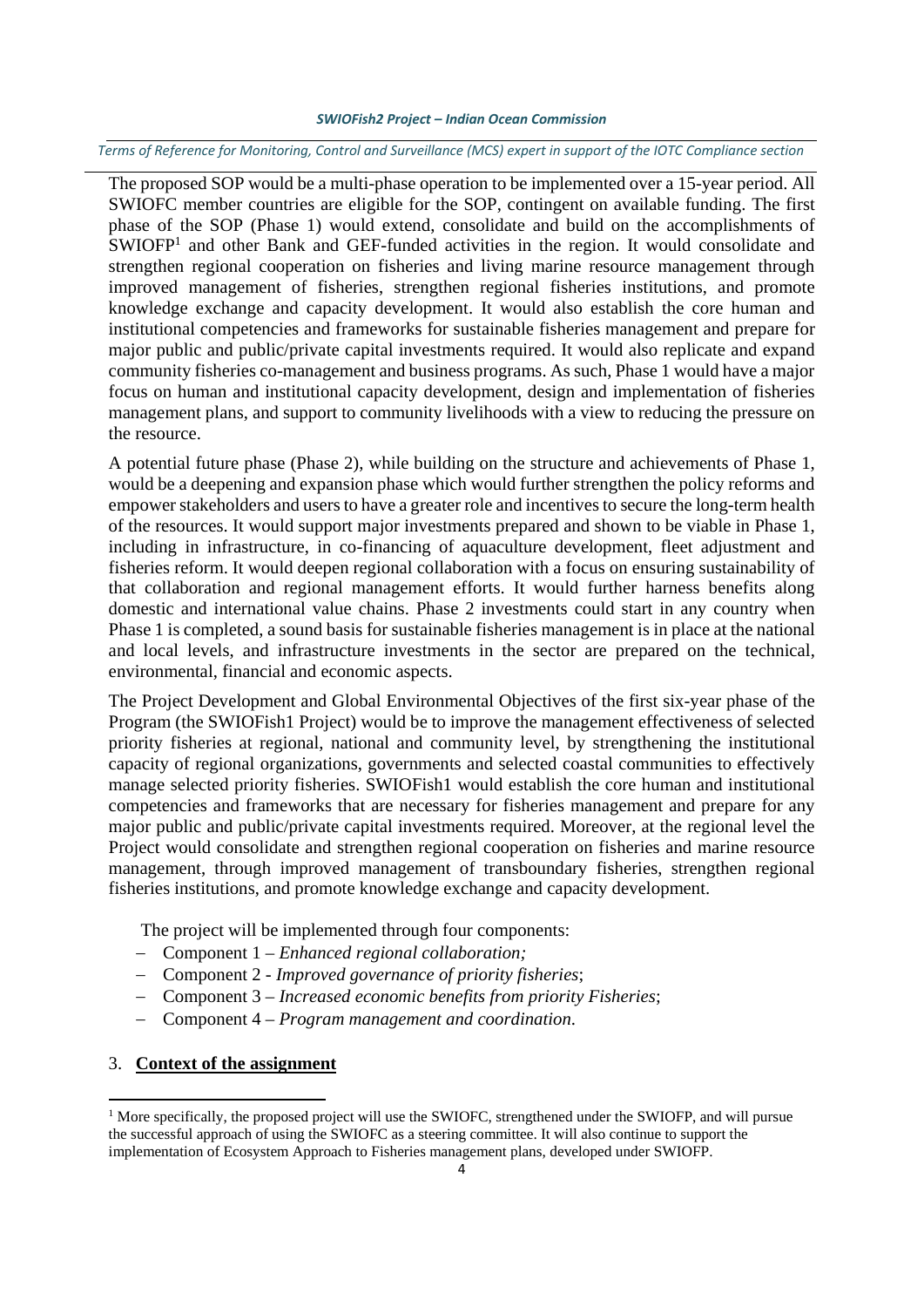The proposed SOP would be a multi-phase operation to be implemented over a 15-year period. All SWIOFC member countries are eligible for the SOP, contingent on available funding. The first phase of the SOP (Phase 1) would extend, consolidate and build on the accomplishments of SWIOFP[1] and other Bank and GEF-funded activities in the region. It would consolidate and strengthen regional cooperation on fisheries and living marine resource management through improved management of fisheries, strengthen regional fisheries institutions, and promote knowledge exchange and capacity development. It would also establish the core human and institutional competencies and frameworks for sustainable fisheries management and prepare for major public and public/private capital investments required. It would also replicate and expand community fisheries co-management and business programs. As such, Phase 1 would have a major focus on human and institutional capacity development, design and implementation of fisheries management plans, and support to community livelihoods with a view to reducing the pressure on the resource.

A potential future phase (Phase 2), while building on the structure and achievements of Phase 1, would be a deepening and expansion phase which would further strengthen the policy reforms and empower stakeholders and users to have a greater role and incentives to secure the long-term health of the resources. It would support major investments prepared and shown to be viable in Phase 1, including in infrastructure, in co-financing of aquaculture development, fleet adjustment and fisheries reform. It would deepen regional collaboration with a focus on ensuring sustainability of that collaboration and regional management efforts. It would further harness benefits along domestic and international value chains. Phase 2 investments could start in any country when Phase 1 is completed, a sound basis for sustainable fisheries management is in place at the national and local levels, and infrastructure investments in the sector are prepared on the technical, environmental, financial and economic aspects.

The Project Development and Global Environmental Objectives of the first six-year phase of the Program (the SWIOFish1 Project) would be to improve the management effectiveness of selected priority fisheries at regional, national and community level, by strengthening the institutional capacity of regional organizations, governments and selected coastal communities to effectively manage selected priority fisheries. SWIOFish1 would establish the core human and institutional competencies and frameworks that are necessary for fisheries management and prepare for any major public and public/private capital investments required. Moreover, at the regional level the Project would consolidate and strengthen regional cooperation on fisheries and marine resource management, through improved management of transboundary fisheries, strengthen regional fisheries institutions, and promote knowledge exchange and capacity development.

The project will be implemented through four components:

- Component 1 – *Enhanced regional collaboration;*
- Component 2 - *Improved governance of priority fisheries*;
- Component 3 – *Increased economic benefits from priority Fisheries*;
- Component 4 – *Program management and coordination*.

## 3. **Context of the assignment**

[1] More specifically, the proposed project will use the SWIOFC, strengthened under the SWIOFP, and will pursue the successful approach of using the SWIOFC as a steering committee. It will also continue to support the implementation of Ecosystem Approach to Fisheries management plans, developed under SWIOFP.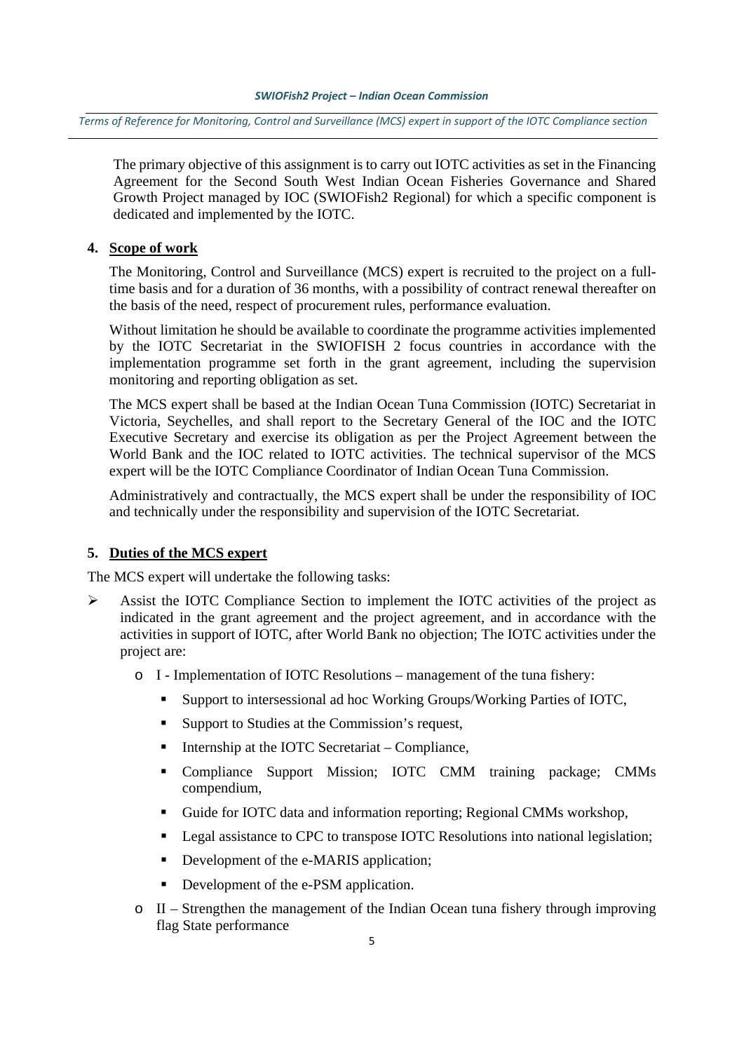The primary objective of this assignment is to carry out IOTC activities as set in the Financing Agreement for the Second South West Indian Ocean Fisheries Governance and Shared Growth Project managed by IOC (SWIOFish2 Regional) for which a specific component is dedicated and implemented by the IOTC.

## 4. Scope of work

The Monitoring, Control and Surveillance (MCS) expert is recruited to the project on a full-time basis and for a duration of 36 months, with a possibility of contract renewal thereafter on the basis of the need, respect of procurement rules, performance evaluation.

Without limitation he should be available to coordinate the programme activities implemented by the IOTC Secretariat in the SWIOFISH 2 focus countries in accordance with the implementation programme set forth in the grant agreement, including the supervision monitoring and reporting obligation as set.

The MCS expert shall be based at the Indian Ocean Tuna Commission (IOTC) Secretariat in Victoria, Seychelles, and shall report to the Secretary General of the IOC and the IOTC Executive Secretary and exercise its obligation as per the Project Agreement between the World Bank and the IOC related to IOTC activities. The technical supervisor of the MCS expert will be the IOTC Compliance Coordinator of Indian Ocean Tuna Commission.

Administratively and contractually, the MCS expert shall be under the responsibility of IOC and technically under the responsibility and supervision of the IOTC Secretariat.

## 5. Duties of the MCS expert

The MCS expert will undertake the following tasks:

- Assist the IOTC Compliance Section to implement the IOTC activities of the project as indicated in the grant agreement and the project agreement, and in accordance with the activities in support of IOTC, after World Bank no objection; The IOTC activities under the project are:
  - I - Implementation of IOTC Resolutions – management of the tuna fishery:
    - Support to intersessional ad hoc Working Groups/Working Parties of IOTC,
    - Support to Studies at the Commission's request,
    - Internship at the IOTC Secretariat – Compliance,
    - Compliance Support Mission; IOTC CMM training package; CMMs compendium,
    - Guide for IOTC data and information reporting; Regional CMMs workshop,
    - Legal assistance to CPC to transpose IOTC Resolutions into national legislation;
    - Development of the e-MARIS application;
    - Development of the e-PSM application.
  - II – Strengthen the management of the Indian Ocean tuna fishery through improving flag State performance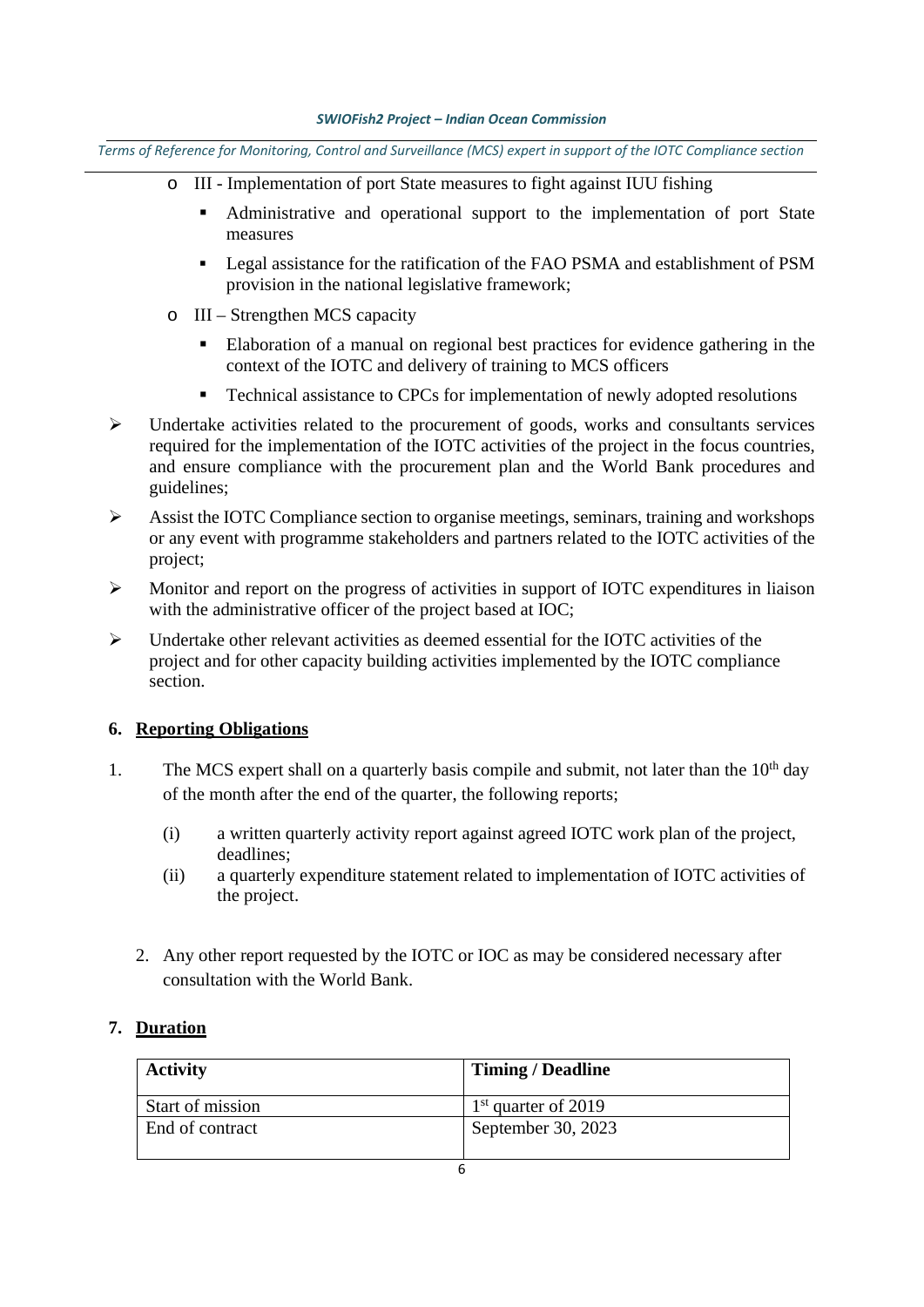- III - Implementation of port State measures to fight against IUU fishing
    - Administrative and operational support to the implementation of port State measures
    - Legal assistance for the ratification of the FAO PSMA and establishment of PSM provision in the national legislative framework;
- III – Strengthen MCS capacity
    - Elaboration of a manual on regional best practices for evidence gathering in the context of the IOTC and delivery of training to MCS officers
    - Technical assistance to CPCs for implementation of newly adopted resolutions

- Undertake activities related to the procurement of goods, works and consultants services required for the implementation of the IOTC activities of the project in the focus countries, and ensure compliance with the procurement plan and the World Bank procedures and guidelines;
- Assist the IOTC Compliance section to organise meetings, seminars, training and workshops or any event with programme stakeholders and partners related to the IOTC activities of the project;
- Monitor and report on the progress of activities in support of IOTC expenditures in liaison with the administrative officer of the project based at IOC;
- Undertake other relevant activities as deemed essential for the IOTC activities of the project and for other capacity building activities implemented by the IOTC compliance section.

## 6. Reporting Obligations

1. The MCS expert shall on a quarterly basis compile and submit, not later than the 10th day of the month after the end of the quarter, the following reports;

    (i) a written quarterly activity report against agreed IOTC work plan of the project, deadlines;

    (ii) a quarterly expenditure statement related to implementation of IOTC activities of the project.

2. Any other report requested by the IOTC or IOC as may be considered necessary after consultation with the World Bank.

## 7. Duration

| Activity | Timing / Deadline |
|---|---|
| Start of mission | 1st quarter of 2019 |
| End of contract | September 30, 2023 |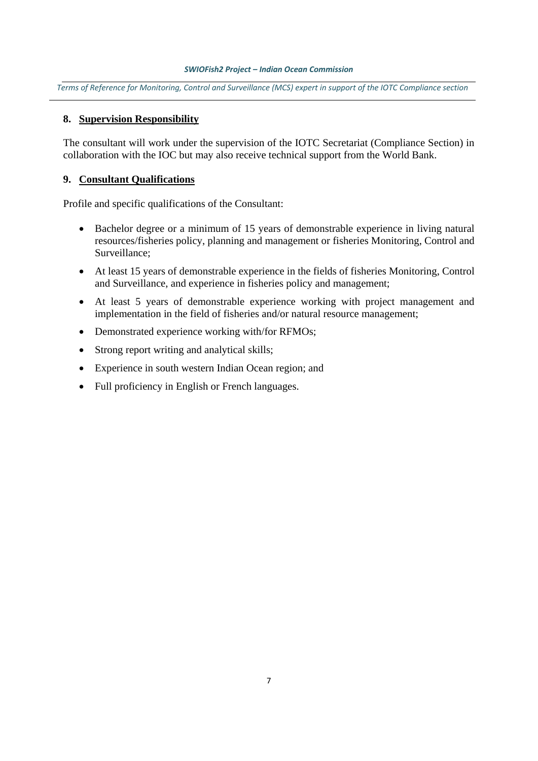## 8. Supervision Responsibility

The consultant will work under the supervision of the IOTC Secretariat (Compliance Section) in collaboration with the IOC but may also receive technical support from the World Bank.

## 9. Consultant Qualifications

Profile and specific qualifications of the Consultant:

- Bachelor degree or a minimum of 15 years of demonstrable experience in living natural resources/fisheries policy, planning and management or fisheries Monitoring, Control and Surveillance;
- At least 15 years of demonstrable experience in the fields of fisheries Monitoring, Control and Surveillance, and experience in fisheries policy and management;
- At least 5 years of demonstrable experience working with project management and implementation in the field of fisheries and/or natural resource management;
- Demonstrated experience working with/for RFMOs;
- Strong report writing and analytical skills;
- Experience in south western Indian Ocean region; and
- Full proficiency in English or French languages.